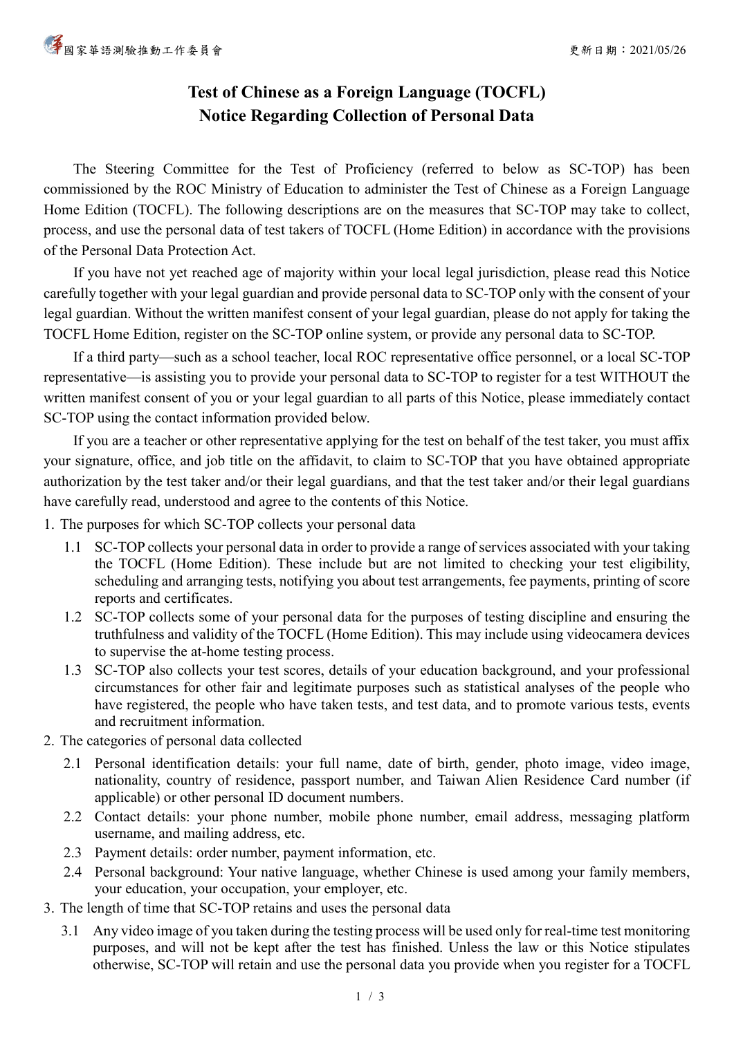# Test of Chinese as a Foreign Language (TOCFL)
# Notice Regarding Collection of Personal Data

The Steering Committee for the Test of Proficiency (referred to below as SC-TOP) has been commissioned by the ROC Ministry of Education to administer the Test of Chinese as a Foreign Language Home Edition (TOCFL). The following descriptions are on the measures that SC-TOP may take to collect, process, and use the personal data of test takers of TOCFL (Home Edition) in accordance with the provisions of the Personal Data Protection Act.

If you have not yet reached age of majority within your local legal jurisdiction, please read this Notice carefully together with your legal guardian and provide personal data to SC-TOP only with the consent of your legal guardian. Without the written manifest consent of your legal guardian, please do not apply for taking the TOCFL Home Edition, register on the SC-TOP online system, or provide any personal data to SC-TOP.

If a third party—such as a school teacher, local ROC representative office personnel, or a local SC-TOP representative—is assisting you to provide your personal data to SC-TOP to register for a test WITHOUT the written manifest consent of you or your legal guardian to all parts of this Notice, please immediately contact SC-TOP using the contact information provided below.

If you are a teacher or other representative applying for the test on behalf of the test taker, you must affix your signature, office, and job title on the affidavit, to claim to SC-TOP that you have obtained appropriate authorization by the test taker and/or their legal guardians, and that the test taker and/or their legal guardians have carefully read, understood and agree to the contents of this Notice.

1. The purposes for which SC-TOP collects your personal data
   - 1.1 SC-TOP collects your personal data in order to provide a range of services associated with your taking the TOCFL (Home Edition). These include but are not limited to checking your test eligibility, scheduling and arranging tests, notifying you about test arrangements, fee payments, printing of score reports and certificates.
   - 1.2 SC-TOP collects some of your personal data for the purposes of testing discipline and ensuring the truthfulness and validity of the TOCFL (Home Edition). This may include using videocamera devices to supervise the at-home testing process.
   - 1.3 SC-TOP also collects your test scores, details of your education background, and your professional circumstances for other fair and legitimate purposes such as statistical analyses of the people who have registered, the people who have taken tests, and test data, and to promote various tests, events and recruitment information.
2. The categories of personal data collected
   - 2.1 Personal identification details: your full name, date of birth, gender, photo image, video image, nationality, country of residence, passport number, and Taiwan Alien Residence Card number (if applicable) or other personal ID document numbers.
   - 2.2 Contact details: your phone number, mobile phone number, email address, messaging platform username, and mailing address, etc.
   - 2.3 Payment details: order number, payment information, etc.
   - 2.4 Personal background: Your native language, whether Chinese is used among your family members, your education, your occupation, your employer, etc.
3. The length of time that SC-TOP retains and uses the personal data
   - 3.1 Any video image of you taken during the testing process will be used only for real-time test monitoring purposes, and will not be kept after the test has finished. Unless the law or this Notice stipulates otherwise, SC-TOP will retain and use the personal data you provide when you register for a TOCFL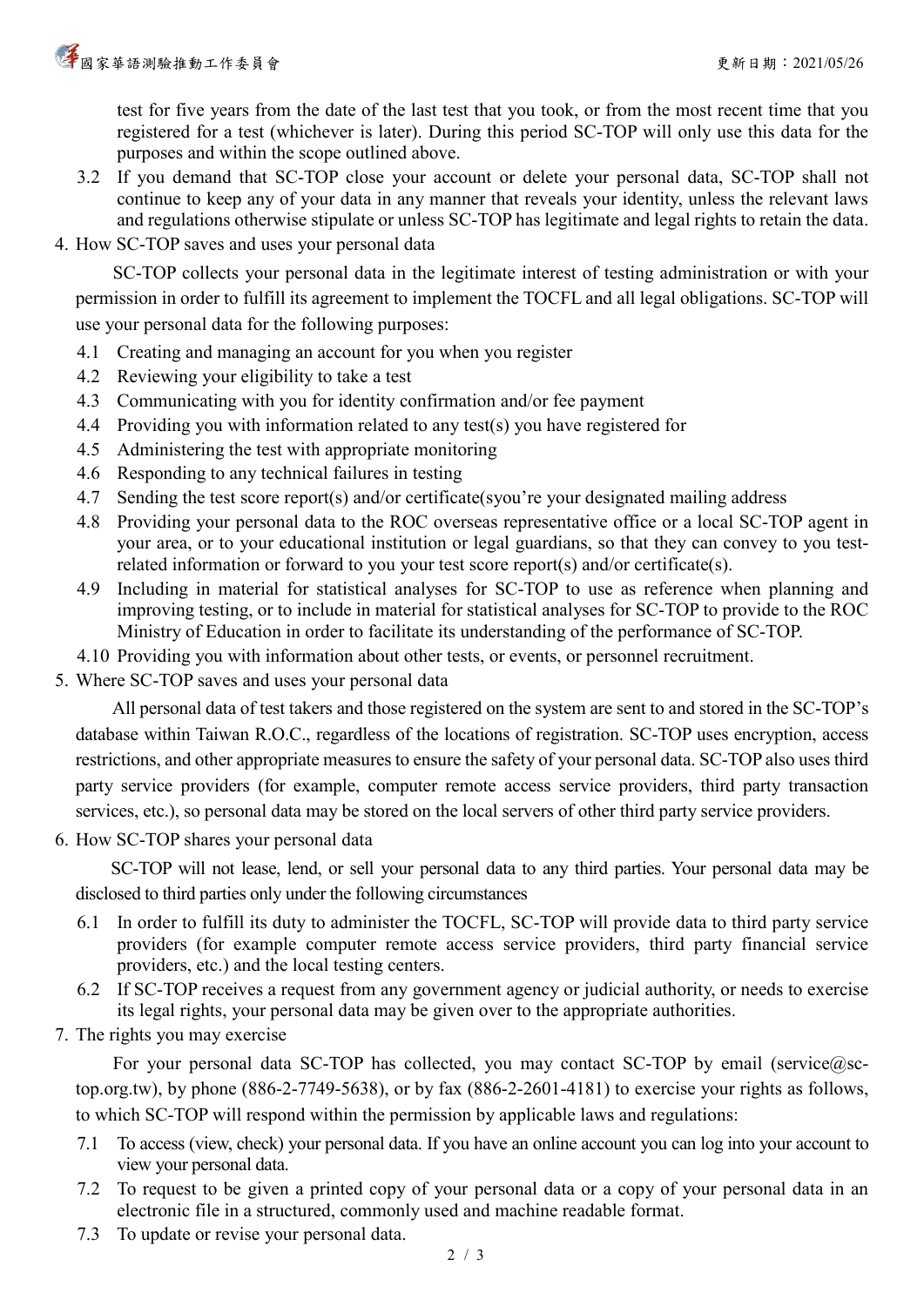test for five years from the date of the last test that you took, or from the most recent time that you registered for a test (whichever is later). During this period SC-TOP will only use this data for the purposes and within the scope outlined above.

3.2 If you demand that SC-TOP close your account or delete your personal data, SC-TOP shall not continue to keep any of your data in any manner that reveals your identity, unless the relevant laws and regulations otherwise stipulate or unless SC-TOP has legitimate and legal rights to retain the data.

4. How SC-TOP saves and uses your personal data

SC-TOP collects your personal data in the legitimate interest of testing administration or with your permission in order to fulfill its agreement to implement the TOCFL and all legal obligations. SC-TOP will use your personal data for the following purposes:

4.1 Creating and managing an account for you when you register
4.2 Reviewing your eligibility to take a test
4.3 Communicating with you for identity confirmation and/or fee payment
4.4 Providing you with information related to any test(s) you have registered for
4.5 Administering the test with appropriate monitoring
4.6 Responding to any technical failures in testing
4.7 Sending the test score report(s) and/or certificate(syou're your designated mailing address
4.8 Providing your personal data to the ROC overseas representative office or a local SC-TOP agent in your area, or to your educational institution or legal guardians, so that they can convey to you test-related information or forward to you your test score report(s) and/or certificate(s).
4.9 Including in material for statistical analyses for SC-TOP to use as reference when planning and improving testing, or to include in material for statistical analyses for SC-TOP to provide to the ROC Ministry of Education in order to facilitate its understanding of the performance of SC-TOP.
4.10 Providing you with information about other tests, or events, or personnel recruitment.

5. Where SC-TOP saves and uses your personal data

All personal data of test takers and those registered on the system are sent to and stored in the SC-TOP's database within Taiwan R.O.C., regardless of the locations of registration. SC-TOP uses encryption, access restrictions, and other appropriate measures to ensure the safety of your personal data. SC-TOP also uses third party service providers (for example, computer remote access service providers, third party transaction services, etc.), so personal data may be stored on the local servers of other third party service providers.

6. How SC-TOP shares your personal data

SC-TOP will not lease, lend, or sell your personal data to any third parties. Your personal data may be disclosed to third parties only under the following circumstances

6.1 In order to fulfill its duty to administer the TOCFL, SC-TOP will provide data to third party service providers (for example computer remote access service providers, third party financial service providers, etc.) and the local testing centers.
6.2 If SC-TOP receives a request from any government agency or judicial authority, or needs to exercise its legal rights, your personal data may be given over to the appropriate authorities.

7. The rights you may exercise

For your personal data SC-TOP has collected, you may contact SC-TOP by email (service@sc-top.org.tw), by phone (886-2-7749-5638), or by fax (886-2-2601-4181) to exercise your rights as follows, to which SC-TOP will respond within the permission by applicable laws and regulations:

7.1 To access (view, check) your personal data. If you have an online account you can log into your account to view your personal data.
7.2 To request to be given a printed copy of your personal data or a copy of your personal data in an electronic file in a structured, commonly used and machine readable format.
7.3 To update or revise your personal data.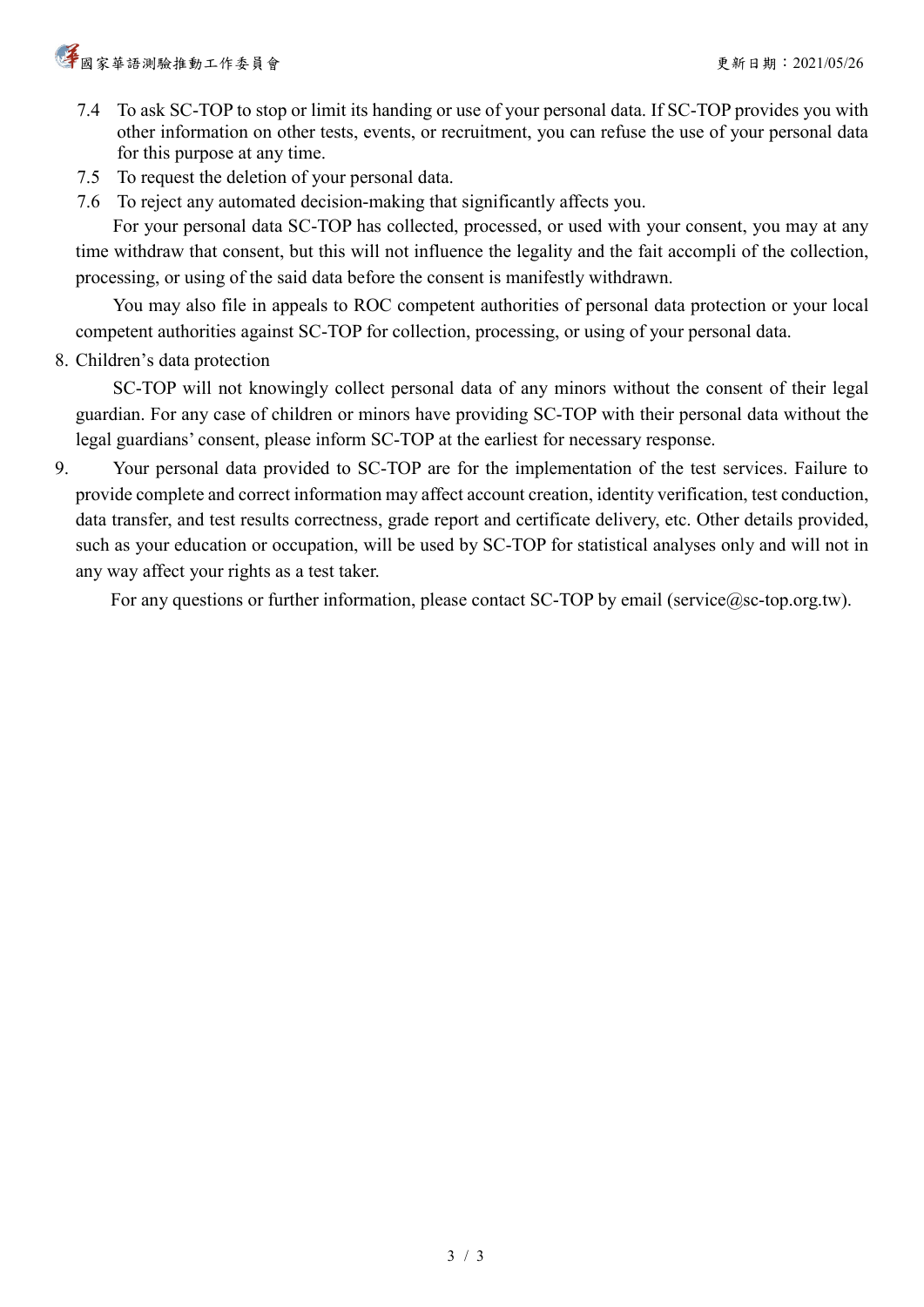7.4 To ask SC-TOP to stop or limit its handing or use of your personal data. If SC-TOP provides you with other information on other tests, events, or recruitment, you can refuse the use of your personal data for this purpose at any time.

7.5 To request the deletion of your personal data.

7.6 To reject any automated decision-making that significantly affects you.

For your personal data SC-TOP has collected, processed, or used with your consent, you may at any time withdraw that consent, but this will not influence the legality and the fait accompli of the collection, processing, or using of the said data before the consent is manifestly withdrawn.

You may also file in appeals to ROC competent authorities of personal data protection or your local competent authorities against SC-TOP for collection, processing, or using of your personal data.

8. Children's data protection

SC-TOP will not knowingly collect personal data of any minors without the consent of their legal guardian. For any case of children or minors have providing SC-TOP with their personal data without the legal guardians' consent, please inform SC-TOP at the earliest for necessary response.

9. Your personal data provided to SC-TOP are for the implementation of the test services. Failure to provide complete and correct information may affect account creation, identity verification, test conduction, data transfer, and test results correctness, grade report and certificate delivery, etc. Other details provided, such as your education or occupation, will be used by SC-TOP for statistical analyses only and will not in any way affect your rights as a test taker.

For any questions or further information, please contact SC-TOP by email (service@sc-top.org.tw).